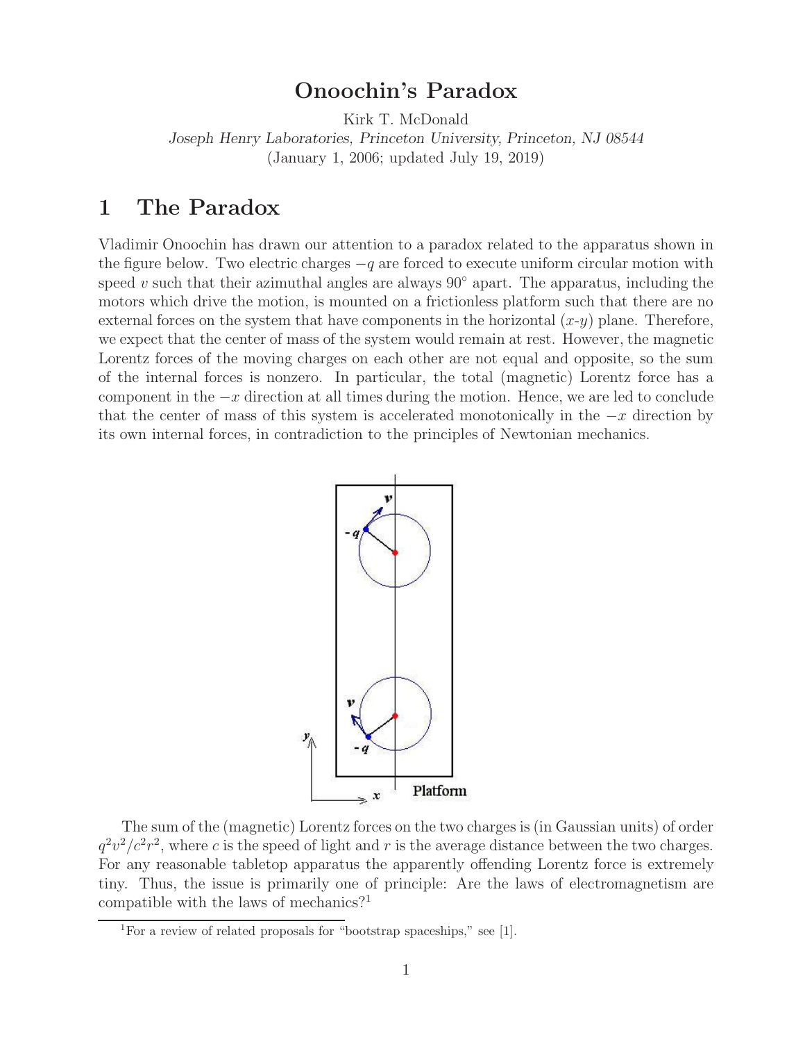# Onoochin's Paradox

Kirk T. McDonald

*Joseph Henry Laboratories, Princeton University, Princeton, NJ 08544*

(January 1, 2006; updated July 19, 2019)

## 1 The Paradox

Vladimir Onoochin has drawn our attention to a paradox related to the apparatus shown in the figure below. Two electric charges $-q$ are forced to execute uniform circular motion with speed $v$ such that their azimuthal angles are always 90° apart. The apparatus, including the motors which drive the motion, is mounted on a frictionless platform such that there are no external forces on the system that have components in the horizontal ($x$-$y$) plane. Therefore, we expect that the center of mass of the system would remain at rest. However, the magnetic Lorentz forces of the moving charges on each other are not equal and opposite, so the sum of the internal forces is nonzero. In particular, the total (magnetic) Lorentz force has a component in the $-x$ direction at all times during the motion. Hence, we are led to conclude that the center of mass of this system is accelerated monotonically in the $-x$ direction by its own internal forces, in contradiction to the principles of Newtonian mechanics.

The sum of the (magnetic) Lorentz forces on the two charges is (in Gaussian units) of order $q^2v^2/c^2r^2$, where $c$ is the speed of light and $r$ is the average distance between the two charges. For any reasonable tabletop apparatus the apparently offending Lorentz force is extremely tiny. Thus, the issue is primarily one of principle: Are the laws of electromagnetism are compatible with the laws of mechanics?[1]

[1] For a review of related proposals for "bootstrap spaceships," see [1].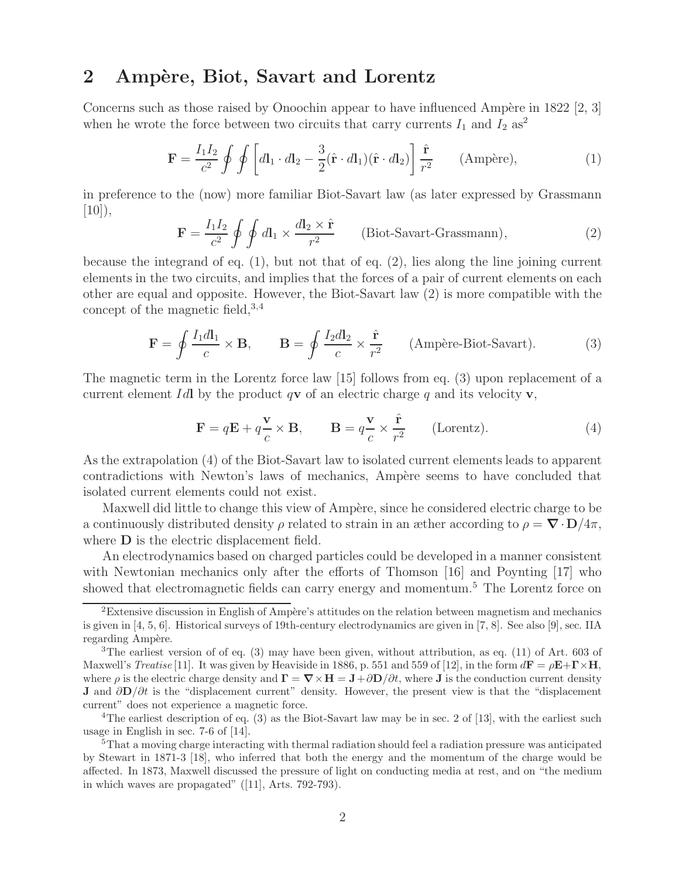## 2 Ampère, Biot, Savart and Lorentz

Concerns such as those raised by Onoochin appear to have influenced Ampère in 1822 [2, 3] when he wrote the force between two circuits that carry currents $I_1$ and $I_2$ as[2]

$$\mathbf{F} = \frac{I_1 I_2}{c^2} \oint \oint \left[ d\mathbf{l}_1 \cdot d\mathbf{l}_2 - \frac{3}{2}(\hat{\mathbf{r}} \cdot d\mathbf{l}_1)(\hat{\mathbf{r}} \cdot d\mathbf{l}_2) \right] \frac{\hat{\mathbf{r}}}{r^2} \qquad \text{(Ampère)}, \tag{1}$$

in preference to the (now) more familiar Biot-Savart law (as later expressed by Grassmann [10]),

$$\mathbf{F} = \frac{I_1 I_2}{c^2} \oint \oint d\mathbf{l}_1 \times \frac{d\mathbf{l}_2 \times \hat{\mathbf{r}}}{r^2} \qquad \text{(Biot-Savart-Grassmann)}, \tag{2}$$

because the integrand of eq. (1), but not that of eq. (2), lies along the line joining current elements in the two circuits, and implies that the forces of a pair of current elements on each other are equal and opposite. However, the Biot-Savart law (2) is more compatible with the concept of the magnetic field,[3,4]

$$\mathbf{F} = \oint \frac{I_1 d\mathbf{l}_1}{c} \times \mathbf{B}, \qquad \mathbf{B} = \oint \frac{I_2 d\mathbf{l}_2}{c} \times \frac{\hat{\mathbf{r}}}{r^2} \qquad \text{(Ampère-Biot-Savart)}. \tag{3}$$

The magnetic term in the Lorentz force law [15] follows from eq. (3) upon replacement of a current element $I d\mathbf{l}$ by the product $q\mathbf{v}$ of an electric charge $q$ and its velocity $\mathbf{v}$,

$$\mathbf{F} = q\mathbf{E} + q\frac{\mathbf{v}}{c} \times \mathbf{B}, \qquad \mathbf{B} = q\frac{\mathbf{v}}{c} \times \frac{\hat{\mathbf{r}}}{r^2} \qquad \text{(Lorentz)}. \tag{4}$$

As the extrapolation (4) of the Biot-Savart law to isolated current elements leads to apparent contradictions with Newton's laws of mechanics, Ampère seems to have concluded that isolated current elements could not exist.

Maxwell did little to change this view of Ampère, since he considered electric charge to be a continuously distributed density $\rho$ related to strain in an æther according to $\rho = \boldsymbol{\nabla} \cdot \mathbf{D}/4\pi$, where $\mathbf{D}$ is the electric displacement field.

An electrodynamics based on charged particles could be developed in a manner consistent with Newtonian mechanics only after the efforts of Thomson [16] and Poynting [17] who showed that electromagnetic fields can carry energy and momentum.[5] The Lorentz force on

---

[2] Extensive discussion in English of Ampère's attitudes on the relation between magnetism and mechanics is given in [4, 5, 6]. Historical surveys of 19th-century electrodynamics are given in [7, 8]. See also [9], sec. IIA regarding Ampère.

[3] The earliest version of of eq. (3) may have been given, without attribution, as eq. (11) of Art. 603 of Maxwell's *Treatise* [11]. It was given by Heaviside in 1886, p. 551 and 559 of [12], in the form $d\mathbf{F} = \rho\mathbf{E} + \boldsymbol{\Gamma} \times \mathbf{H}$, where $\rho$ is the electric charge density and $\boldsymbol{\Gamma} = \boldsymbol{\nabla} \times \mathbf{H} = \mathbf{J} + \partial\mathbf{D}/\partial t$, where $\mathbf{J}$ is the conduction current density $\mathbf{J}$ and $\partial\mathbf{D}/\partial t$ is the "displacement current" density. However, the present view is that the "displacement current" does not experience a magnetic force.

[4] The earliest description of eq. (3) as the Biot-Savart law may be in sec. 2 of [13], with the earliest such usage in English in sec. 7-6 of [14].

[5] That a moving charge interacting with thermal radiation should feel a radiation pressure was anticipated by Stewart in 1871-3 [18], who inferred that both the energy and the momentum of the charge would be affected. In 1873, Maxwell discussed the pressure of light on conducting media at rest, and on "the medium in which waves are propagated" ([11], Arts. 792-793).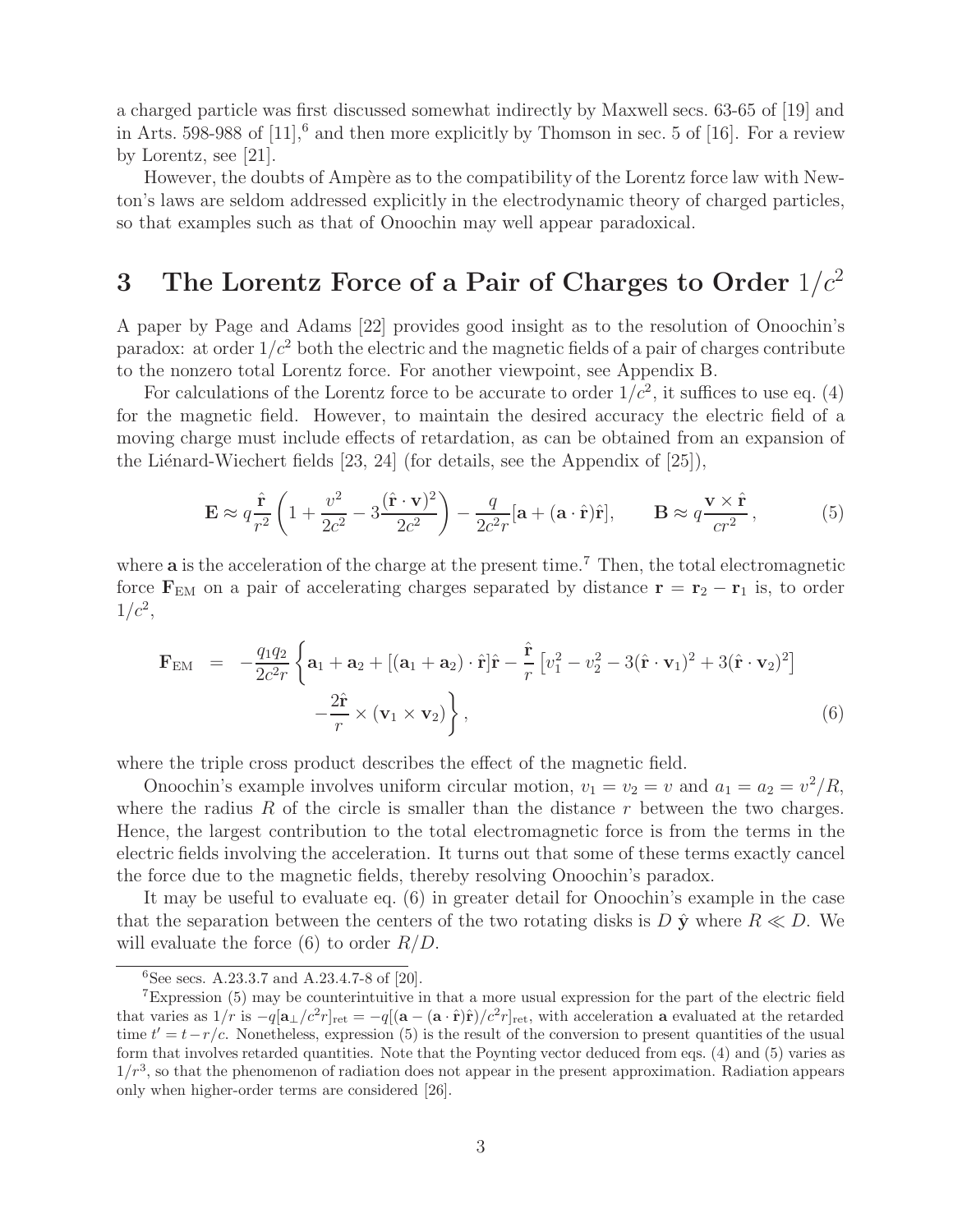a charged particle was first discussed somewhat indirectly by Maxwell secs. 63-65 of [19] and in Arts. 598-988 of [11],[6] and then more explicitly by Thomson in sec. 5 of [16]. For a review by Lorentz, see [21].

However, the doubts of Ampère as to the compatibility of the Lorentz force law with Newton's laws are seldom addressed explicitly in the electrodynamic theory of charged particles, so that examples such as that of Onoochin may well appear paradoxical.

# 3 The Lorentz Force of a Pair of Charges to Order $1/c^2$

A paper by Page and Adams [22] provides good insight as to the resolution of Onoochin's paradox: at order $1/c^2$ both the electric and the magnetic fields of a pair of charges contribute to the nonzero total Lorentz force. For another viewpoint, see Appendix B.

For calculations of the Lorentz force to be accurate to order $1/c^2$, it suffices to use eq. (4) for the magnetic field. However, to maintain the desired accuracy the electric field of a moving charge must include effects of retardation, as can be obtained from an expansion of the Liénard-Wiechert fields [23, 24] (for details, see the Appendix of [25]),

$$\mathbf{E} \approx q\frac{\hat{\mathbf{r}}}{r^2}\left(1 + \frac{v^2}{2c^2} - 3\frac{(\hat{\mathbf{r}}\cdot\mathbf{v})^2}{2c^2}\right) - \frac{q}{2c^2 r}[\mathbf{a} + (\mathbf{a}\cdot\hat{\mathbf{r}})\hat{\mathbf{r}}], \qquad \mathbf{B} \approx q\frac{\mathbf{v}\times\hat{\mathbf{r}}}{cr^2}, \tag{5}$$

where $\mathbf{a}$ is the acceleration of the charge at the present time.[7] Then, the total electromagnetic force $\mathbf{F}_{\rm EM}$ on a pair of accelerating charges separated by distance $\mathbf{r} = \mathbf{r}_2 - \mathbf{r}_1$ is, to order $1/c^2$,

$$\begin{aligned}\mathbf{F}_{\rm EM} &= -\frac{q_1 q_2}{2c^2 r}\left\{\mathbf{a}_1 + \mathbf{a}_2 + [(\mathbf{a}_1 + \mathbf{a}_2)\cdot\hat{\mathbf{r}}]\hat{\mathbf{r}} - \frac{\hat{\mathbf{r}}}{r}\left[v_1^2 - v_2^2 - 3(\hat{\mathbf{r}}\cdot\mathbf{v}_1)^2 + 3(\hat{\mathbf{r}}\cdot\mathbf{v}_2)^2\right]\right.\\ &\qquad\left. -\frac{2\hat{\mathbf{r}}}{r}\times(\mathbf{v}_1\times\mathbf{v}_2)\right\},\end{aligned} \tag{6}$$

where the triple cross product describes the effect of the magnetic field.

Onoochin's example involves uniform circular motion, $v_1 = v_2 = v$ and $a_1 = a_2 = v^2/R$, where the radius $R$ of the circle is smaller than the distance $r$ between the two charges. Hence, the largest contribution to the total electromagnetic force is from the terms in the electric fields involving the acceleration. It turns out that some of these terms exactly cancel the force due to the magnetic fields, thereby resolving Onoochin's paradox.

It may be useful to evaluate eq. (6) in greater detail for Onoochin's example in the case that the separation between the centers of the two rotating disks is $D\,\hat{\mathbf{y}}$ where $R \ll D$. We will evaluate the force (6) to order $R/D$.

---

[6] See secs. A.23.3.7 and A.23.4.7-8 of [20].

[7] Expression (5) may be counterintuitive in that a more usual expression for the part of the electric field that varies as $1/r$ is $-q[\mathbf{a}_\perp/c^2 r]_{\rm ret} = -q[(\mathbf{a} - (\mathbf{a}\cdot\hat{\mathbf{r}})\hat{\mathbf{r}})/c^2 r]_{\rm ret}$, with acceleration $\mathbf{a}$ evaluated at the retarded time $t' = t - r/c$. Nonetheless, expression (5) is the result of the conversion to present quantities of the usual form that involves retarded quantities. Note that the Poynting vector deduced from eqs. (4) and (5) varies as $1/r^3$, so that the phenomenon of radiation does not appear in the present approximation. Radiation appears only when higher-order terms are considered [26].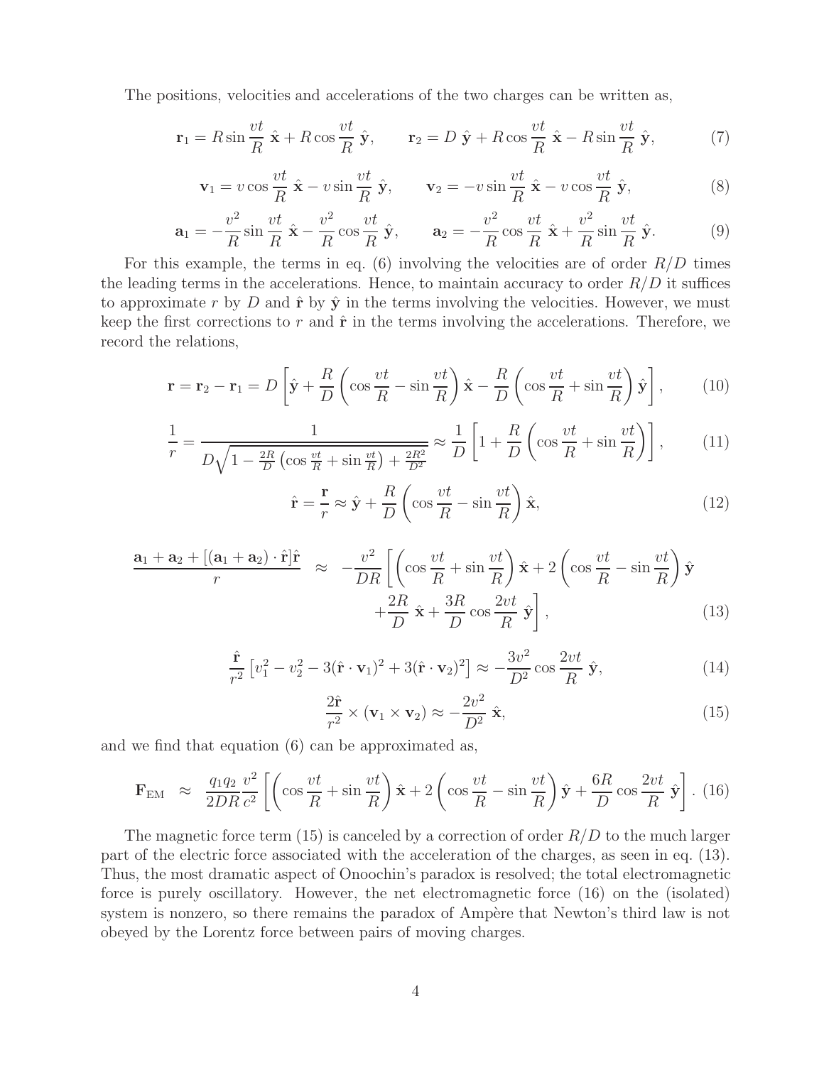The positions, velocities and accelerations of the two charges can be written as,

$$\mathbf{r}_1 = R \sin\frac{vt}{R}\,\hat{\mathbf{x}} + R\cos\frac{vt}{R}\,\hat{\mathbf{y}}, \qquad \mathbf{r}_2 = D\,\hat{\mathbf{y}} + R\cos\frac{vt}{R}\,\hat{\mathbf{x}} - R\sin\frac{vt}{R}\,\hat{\mathbf{y}}, \tag{7}$$

$$\mathbf{v}_1 = v\cos\frac{vt}{R}\,\hat{\mathbf{x}} - v\sin\frac{vt}{R}\,\hat{\mathbf{y}}, \qquad \mathbf{v}_2 = -v\sin\frac{vt}{R}\,\hat{\mathbf{x}} - v\cos\frac{vt}{R}\,\hat{\mathbf{y}}, \tag{8}$$

$$\mathbf{a}_1 = -\frac{v^2}{R}\sin\frac{vt}{R}\,\hat{\mathbf{x}} - \frac{v^2}{R}\cos\frac{vt}{R}\,\hat{\mathbf{y}}, \qquad \mathbf{a}_2 = -\frac{v^2}{R}\cos\frac{vt}{R}\,\hat{\mathbf{x}} + \frac{v^2}{R}\sin\frac{vt}{R}\,\hat{\mathbf{y}}. \tag{9}$$

For this example, the terms in eq. (6) involving the velocities are of order $R/D$ times the leading terms in the accelerations. Hence, to maintain accuracy to order $R/D$ it suffices to approximate $r$ by $D$ and $\hat{\mathbf{r}}$ by $\hat{\mathbf{y}}$ in the terms involving the velocities. However, we must keep the first corrections to $r$ and $\hat{\mathbf{r}}$ in the terms involving the accelerations. Therefore, we record the relations,

$$\mathbf{r} = \mathbf{r}_2 - \mathbf{r}_1 = D\left[\hat{\mathbf{y}} + \frac{R}{D}\left(\cos\frac{vt}{R} - \sin\frac{vt}{R}\right)\hat{\mathbf{x}} - \frac{R}{D}\left(\cos\frac{vt}{R} + \sin\frac{vt}{R}\right)\hat{\mathbf{y}}\right], \tag{10}$$

$$\frac{1}{r} = \frac{1}{D\sqrt{1 - \frac{2R}{D}\left(\cos\frac{vt}{R} + \sin\frac{vt}{R}\right) + \frac{2R^2}{D^2}}} \approx \frac{1}{D}\left[1 + \frac{R}{D}\left(\cos\frac{vt}{R} + \sin\frac{vt}{R}\right)\right], \tag{11}$$

$$\hat{\mathbf{r}} = \frac{\mathbf{r}}{r} \approx \hat{\mathbf{y}} + \frac{R}{D}\left(\cos\frac{vt}{R} - \sin\frac{vt}{R}\right)\hat{\mathbf{x}}, \tag{12}$$

$$\begin{aligned}\frac{\mathbf{a}_1 + \mathbf{a}_2 + [(\mathbf{a}_1 + \mathbf{a}_2)\cdot\hat{\mathbf{r}}]\hat{\mathbf{r}}}{r} \;\approx\; & -\frac{v^2}{DR}\left[\left(\cos\frac{vt}{R} + \sin\frac{vt}{R}\right)\hat{\mathbf{x}} + 2\left(\cos\frac{vt}{R} - \sin\frac{vt}{R}\right)\hat{\mathbf{y}}\right. \\ & \left. + \frac{2R}{D}\,\hat{\mathbf{x}} + \frac{3R}{D}\cos\frac{2vt}{R}\,\hat{\mathbf{y}}\right],\end{aligned} \tag{13}$$

$$\frac{\hat{\mathbf{r}}}{r^2}\left[v_1^2 - v_2^2 - 3(\hat{\mathbf{r}}\cdot\mathbf{v}_1)^2 + 3(\hat{\mathbf{r}}\cdot\mathbf{v}_2)^2\right] \approx -\frac{3v^2}{D^2}\cos\frac{2vt}{R}\,\hat{\mathbf{y}}, \tag{14}$$

$$\frac{2\hat{\mathbf{r}}}{r^2}\times(\mathbf{v}_1\times\mathbf{v}_2) \approx -\frac{2v^2}{D^2}\,\hat{\mathbf{x}}, \tag{15}$$

and we find that equation (6) can be approximated as,

$$\mathbf{F}_{\rm EM} \;\approx\; \frac{q_1 q_2}{2DR}\frac{v^2}{c^2}\left[\left(\cos\frac{vt}{R} + \sin\frac{vt}{R}\right)\hat{\mathbf{x}} + 2\left(\cos\frac{vt}{R} - \sin\frac{vt}{R}\right)\hat{\mathbf{y}} + \frac{6R}{D}\cos\frac{2vt}{R}\,\hat{\mathbf{y}}\right]. \tag{16}$$

The magnetic force term (15) is canceled by a correction of order $R/D$ to the much larger part of the electric force associated with the acceleration of the charges, as seen in eq. (13). Thus, the most dramatic aspect of Onoochin's paradox is resolved; the total electromagnetic force is purely oscillatory. However, the net electromagnetic force (16) on the (isolated) system is nonzero, so there remains the paradox of Ampère that Newton's third law is not obeyed by the Lorentz force between pairs of moving charges.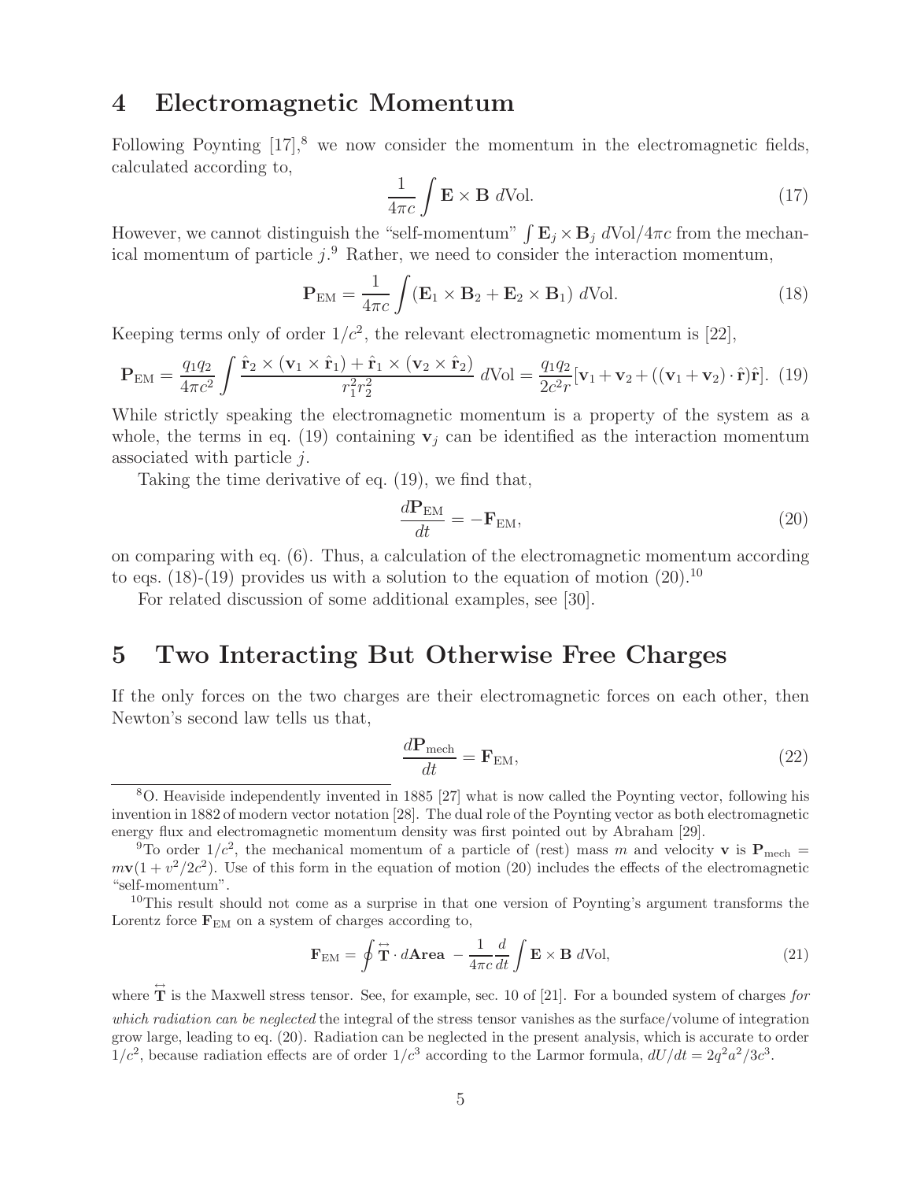## 4 Electromagnetic Momentum

Following Poynting [17],[8] we now consider the momentum in the electromagnetic fields, calculated according to,

$$\frac{1}{4\pi c}\int \mathbf{E}\times\mathbf{B}\ d\text{Vol}. \tag{17}$$

However, we cannot distinguish the "self-momentum" $\int \mathbf{E}_j\times\mathbf{B}_j\ d\text{Vol}/4\pi c$ from the mechanical momentum of particle $j$.[9] Rather, we need to consider the interaction momentum,

$$\mathbf{P}_{\text{EM}} = \frac{1}{4\pi c}\int (\mathbf{E}_1\times\mathbf{B}_2 + \mathbf{E}_2\times\mathbf{B}_1)\ d\text{Vol}. \tag{18}$$

Keeping terms only of order $1/c^2$, the relevant electromagnetic momentum is [22],

$$\mathbf{P}_{\text{EM}} = \frac{q_1 q_2}{4\pi c^2}\int \frac{\hat{\mathbf{r}}_2\times(\mathbf{v}_1\times\hat{\mathbf{r}}_1) + \hat{\mathbf{r}}_1\times(\mathbf{v}_2\times\hat{\mathbf{r}}_2)}{r_1^2 r_2^2}\ d\text{Vol} = \frac{q_1 q_2}{2c^2 r}[\mathbf{v}_1+\mathbf{v}_2+((\mathbf{v}_1+\mathbf{v}_2)\cdot\hat{\mathbf{r}})\hat{\mathbf{r}}]. \tag{19}$$

While strictly speaking the electromagnetic momentum is a property of the system as a whole, the terms in eq. (19) containing $\mathbf{v}_j$ can be identified as the interaction momentum associated with particle $j$.

Taking the time derivative of eq. (19), we find that,

$$\frac{d\mathbf{P}_{\text{EM}}}{dt} = -\mathbf{F}_{\text{EM}}, \tag{20}$$

on comparing with eq. (6). Thus, a calculation of the electromagnetic momentum according to eqs. (18)-(19) provides us with a solution to the equation of motion (20).[10]

For related discussion of some additional examples, see [30].

## 5 Two Interacting But Otherwise Free Charges

If the only forces on the two charges are their electromagnetic forces on each other, then Newton's second law tells us that,

$$\frac{d\mathbf{P}_{\text{mech}}}{dt} = \mathbf{F}_{\text{EM}}, \tag{22}$$

[8] O. Heaviside independently invented in 1885 [27] what is now called the Poynting vector, following his invention in 1882 of modern vector notation [28]. The dual role of the Poynting vector as both electromagnetic energy flux and electromagnetic momentum density was first pointed out by Abraham [29].

[9] To order $1/c^2$, the mechanical momentum of a particle of (rest) mass $m$ and velocity $\mathbf{v}$ is $\mathbf{P}_{\text{mech}} = m\mathbf{v}(1+v^2/2c^2)$. Use of this form in the equation of motion (20) includes the effects of the electromagnetic "self-momentum".

[10] This result should not come as a surprise in that one version of Poynting's argument transforms the Lorentz force $\mathbf{F}_{\text{EM}}$ on a system of charges according to,

$$\mathbf{F}_{\text{EM}} = \oint \overleftrightarrow{\mathbf{T}}\cdot d\mathbf{Area} - \frac{1}{4\pi c}\frac{d}{dt}\int \mathbf{E}\times\mathbf{B}\ d\text{Vol}, \tag{21}$$

where $\overleftrightarrow{\mathbf{T}}$ is the Maxwell stress tensor. See, for example, sec. 10 of [21]. For a bounded system of charges *for which radiation can be neglected* the integral of the stress tensor vanishes as the surface/volume of integration grow large, leading to eq. (20). Radiation can be neglected in the present analysis, which is accurate to order $1/c^2$, because radiation effects are of order $1/c^3$ according to the Larmor formula, $dU/dt = 2q^2a^2/3c^3$.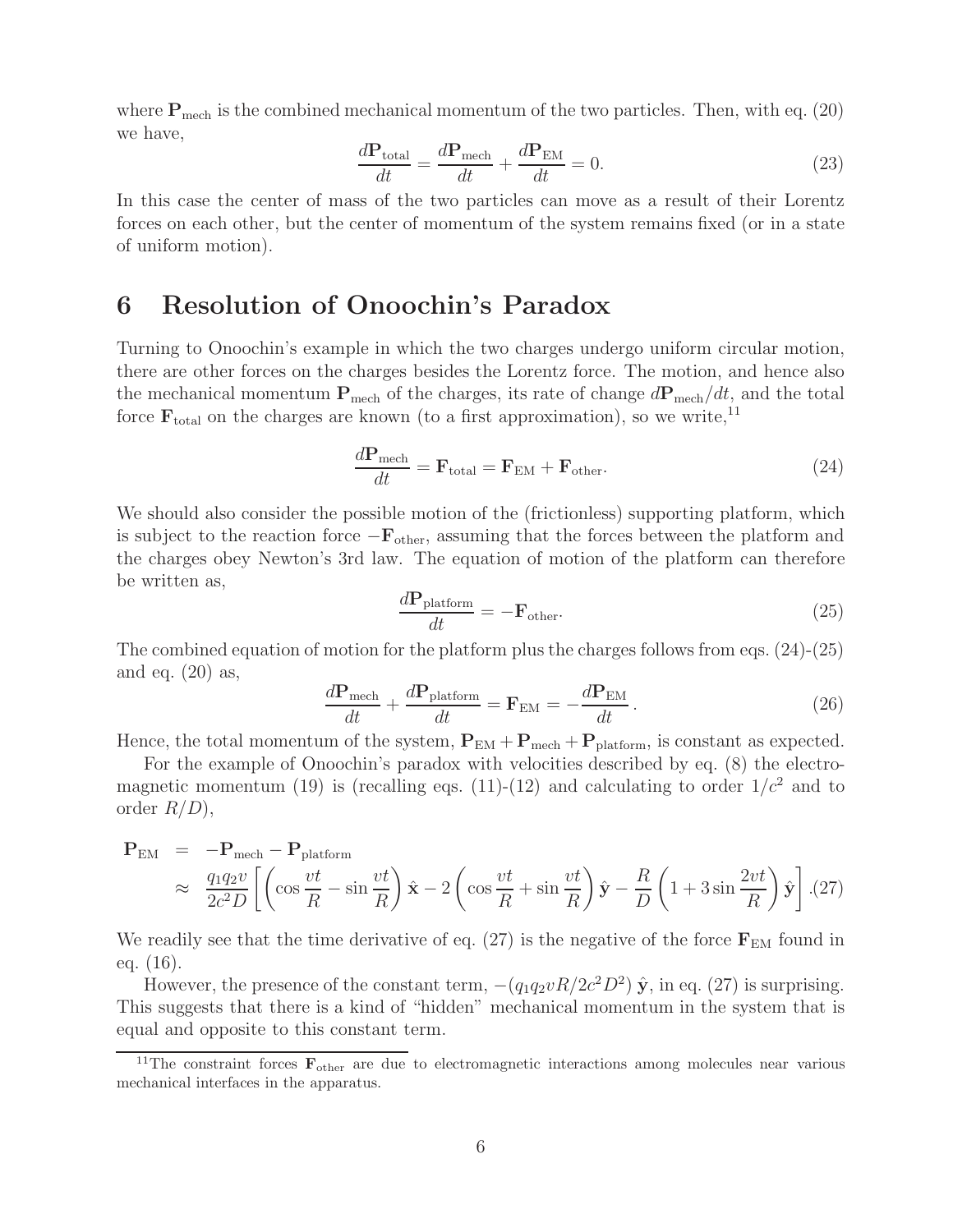where $\mathbf{P}_{\rm mech}$ is the combined mechanical momentum of the two particles. Then, with eq. (20) we have,

$$\frac{d\mathbf{P}_{\rm total}}{dt} = \frac{d\mathbf{P}_{\rm mech}}{dt} + \frac{d\mathbf{P}_{\rm EM}}{dt} = 0. \tag{23}$$

In this case the center of mass of the two particles can move as a result of their Lorentz forces on each other, but the center of momentum of the system remains fixed (or in a state of uniform motion).

## 6 Resolution of Onoochin's Paradox

Turning to Onoochin's example in which the two charges undergo uniform circular motion, there are other forces on the charges besides the Lorentz force. The motion, and hence also the mechanical momentum $\mathbf{P}_{\rm mech}$ of the charges, its rate of change $d\mathbf{P}_{\rm mech}/dt$, and the total force $\mathbf{F}_{\rm total}$ on the charges are known (to a first approximation), so we write,[11]

$$\frac{d\mathbf{P}_{\rm mech}}{dt} = \mathbf{F}_{\rm total} = \mathbf{F}_{\rm EM} + \mathbf{F}_{\rm other}. \tag{24}$$

We should also consider the possible motion of the (frictionless) supporting platform, which is subject to the reaction force $-\mathbf{F}_{\rm other}$, assuming that the forces between the platform and the charges obey Newton's 3rd law. The equation of motion of the platform can therefore be written as,

$$\frac{d\mathbf{P}_{\rm platform}}{dt} = -\mathbf{F}_{\rm other}. \tag{25}$$

The combined equation of motion for the platform plus the charges follows from eqs. (24)-(25) and eq. (20) as,

$$\frac{d\mathbf{P}_{\rm mech}}{dt} + \frac{d\mathbf{P}_{\rm platform}}{dt} = \mathbf{F}_{\rm EM} = -\frac{d\mathbf{P}_{\rm EM}}{dt}. \tag{26}$$

Hence, the total momentum of the system, $\mathbf{P}_{\rm EM} + \mathbf{P}_{\rm mech} + \mathbf{P}_{\rm platform}$, is constant as expected.

For the example of Onoochin's paradox with velocities described by eq. (8) the electromagnetic momentum (19) is (recalling eqs. (11)-(12) and calculating to order $1/c^2$ and to order $R/D$),

$$\begin{aligned}
\mathbf{P}_{\rm EM} &= -\mathbf{P}_{\rm mech} - \mathbf{P}_{\rm platform} \\
&\approx \frac{q_1 q_2 v}{2c^2 D}\left[\left(\cos\frac{vt}{R} - \sin\frac{vt}{R}\right)\hat{\mathbf{x}} - 2\left(\cos\frac{vt}{R} + \sin\frac{vt}{R}\right)\hat{\mathbf{y}} - \frac{R}{D}\left(1 + 3\sin\frac{2vt}{R}\right)\hat{\mathbf{y}}\right]. \qquad (27)
\end{aligned}$$

We readily see that the time derivative of eq. (27) is the negative of the force $\mathbf{F}_{\rm EM}$ found in eq. (16).

However, the presence of the constant term, $-(q_1 q_2 v R/2c^2 D^2)\,\hat{\mathbf{y}}$, in eq. (27) is surprising. This suggests that there is a kind of "hidden" mechanical momentum in the system that is equal and opposite to this constant term.

---

[11] The constraint forces $\mathbf{F}_{\rm other}$ are due to electromagnetic interactions among molecules near various mechanical interfaces in the apparatus.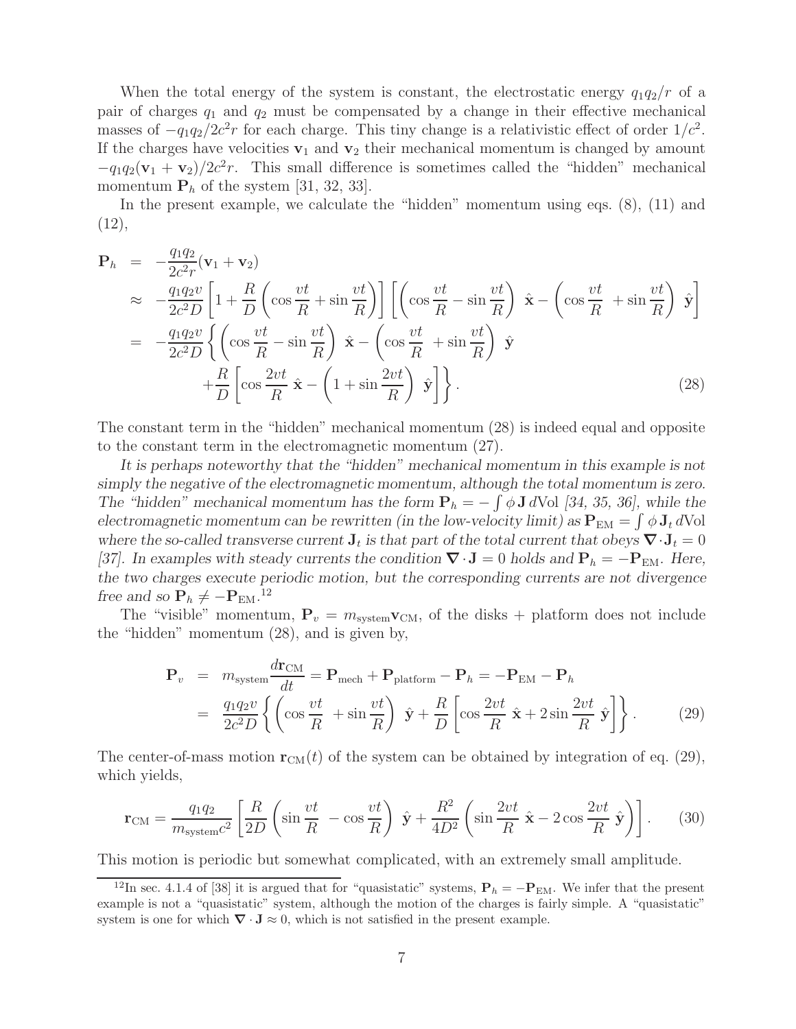When the total energy of the system is constant, the electrostatic energy $q_1q_2/r$ of a pair of charges $q_1$ and $q_2$ must be compensated by a change in their effective mechanical masses of $-q_1q_2/2c^2r$ for each charge. This tiny change is a relativistic effect of order $1/c^2$. If the charges have velocities $\mathbf{v}_1$ and $\mathbf{v}_2$ their mechanical momentum is changed by amount $-q_1q_2(\mathbf{v}_1 + \mathbf{v}_2)/2c^2r$. This small difference is sometimes called the "hidden" mechanical momentum $\mathbf{P}_h$ of the system [31, 32, 33].

In the present example, we calculate the "hidden" momentum using eqs. (8), (11) and (12),

$$
\begin{aligned}
\mathbf{P}_h &= -\frac{q_1q_2}{2c^2r}(\mathbf{v}_1 + \mathbf{v}_2) \\
&\approx -\frac{q_1q_2v}{2c^2D}\left[1 + \frac{R}{D}\left(\cos\frac{vt}{R} + \sin\frac{vt}{R}\right)\right]\left[\left(\cos\frac{vt}{R} - \sin\frac{vt}{R}\right)\,\hat{\mathbf{x}} - \left(\cos\frac{vt}{R} + \sin\frac{vt}{R}\right)\,\hat{\mathbf{y}}\right] \\
&= -\frac{q_1q_2v}{2c^2D}\left\{\left(\cos\frac{vt}{R} - \sin\frac{vt}{R}\right)\,\hat{\mathbf{x}} - \left(\cos\frac{vt}{R} + \sin\frac{vt}{R}\right)\,\hat{\mathbf{y}}\right. \\
&\qquad\left. + \frac{R}{D}\left[\cos\frac{2vt}{R}\,\hat{\mathbf{x}} - \left(1 + \sin\frac{2vt}{R}\right)\,\hat{\mathbf{y}}\right]\right\}.
\end{aligned}
\tag{28}
$$

The constant term in the "hidden" mechanical momentum (28) is indeed equal and opposite to the constant term in the electromagnetic momentum (27).

*It is perhaps noteworthy that the "hidden" mechanical momentum in this example is not simply the negative of the electromagnetic momentum, although the total momentum is zero. The "hidden" mechanical momentum has the form $\mathbf{P}_h = -\int \phi\,\mathbf{J}\,d\mathrm{Vol}$ [34, 35, 36], while the electromagnetic momentum can be rewritten (in the low-velocity limit) as $\mathbf{P}_{\mathrm{EM}} = \int \phi\,\mathbf{J}_t\,d\mathrm{Vol}$ where the so-called transverse current $\mathbf{J}_t$ is that part of the total current that obeys $\boldsymbol{\nabla}\cdot\mathbf{J}_t = 0$ [37]. In examples with steady currents the condition $\boldsymbol{\nabla}\cdot\mathbf{J} = 0$ holds and $\mathbf{P}_h = -\mathbf{P}_{\mathrm{EM}}$. Here, the two charges execute periodic motion, but the corresponding currents are not divergence free and so $\mathbf{P}_h \neq -\mathbf{P}_{\mathrm{EM}}$.*[12]

The "visible" momentum, $\mathbf{P}_v = m_{\mathrm{system}}\mathbf{v}_{\mathrm{CM}}$, of the disks + platform does not include the "hidden" momentum (28), and is given by,

$$
\begin{aligned}
\mathbf{P}_v &= m_{\mathrm{system}}\frac{d\mathbf{r}_{\mathrm{CM}}}{dt} = \mathbf{P}_{\mathrm{mech}} + \mathbf{P}_{\mathrm{platform}} - \mathbf{P}_h = -\mathbf{P}_{\mathrm{EM}} - \mathbf{P}_h \\
&= \frac{q_1q_2v}{2c^2D}\left\{\left(\cos\frac{vt}{R} + \sin\frac{vt}{R}\right)\,\hat{\mathbf{y}} + \frac{R}{D}\left[\cos\frac{2vt}{R}\,\hat{\mathbf{x}} + 2\sin\frac{2vt}{R}\,\hat{\mathbf{y}}\right]\right\}.
\end{aligned}
\tag{29}
$$

The center-of-mass motion $\mathbf{r}_{\mathrm{CM}}(t)$ of the system can be obtained by integration of eq. (29), which yields,

$$
\mathbf{r}_{\mathrm{CM}} = \frac{q_1q_2}{m_{\mathrm{system}}c^2}\left[\frac{R}{2D}\left(\sin\frac{vt}{R} - \cos\frac{vt}{R}\right)\,\hat{\mathbf{y}} + \frac{R^2}{4D^2}\left(\sin\frac{2vt}{R}\,\hat{\mathbf{x}} - 2\cos\frac{2vt}{R}\,\hat{\mathbf{y}}\right)\right].
\tag{30}
$$

This motion is periodic but somewhat complicated, with an extremely small amplitude.

---

[12] In sec. 4.1.4 of [38] it is argued that for "quasistatic" systems, $\mathbf{P}_h = -\mathbf{P}_{\mathrm{EM}}$. We infer that the present example is not a "quasistatic" system, although the motion of the charges is fairly simple. A "quasistatic" system is one for which $\boldsymbol{\nabla}\cdot\mathbf{J} \approx 0$, which is not satisfied in the present example.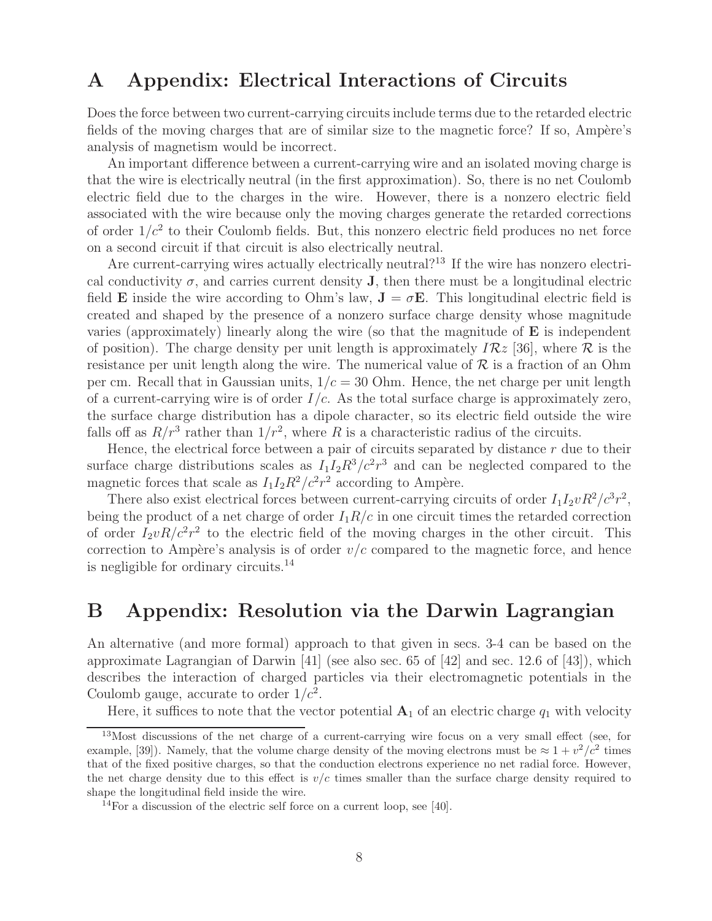## A Appendix: Electrical Interactions of Circuits

Does the force between two current-carrying circuits include terms due to the retarded electric fields of the moving charges that are of similar size to the magnetic force? If so, Ampère's analysis of magnetism would be incorrect.

An important difference between a current-carrying wire and an isolated moving charge is that the wire is electrically neutral (in the first approximation). So, there is no net Coulomb electric field due to the charges in the wire. However, there is a nonzero electric field associated with the wire because only the moving charges generate the retarded corrections of order $1/c^2$ to their Coulomb fields. But, this nonzero electric field produces no net force on a second circuit if that circuit is also electrically neutral.

Are current-carrying wires actually electrically neutral?[13] If the wire has nonzero electrical conductivity $\sigma$, and carries current density $\mathbf{J}$, then there must be a longitudinal electric field $\mathbf{E}$ inside the wire according to Ohm's law, $\mathbf{J} = \sigma \mathbf{E}$. This longitudinal electric field is created and shaped by the presence of a nonzero surface charge density whose magnitude varies (approximately) linearly along the wire (so that the magnitude of $\mathbf{E}$ is independent of position). The charge density per unit length is approximately $I\mathcal{R}z$ [36], where $\mathcal{R}$ is the resistance per unit length along the wire. The numerical value of $\mathcal{R}$ is a fraction of an Ohm per cm. Recall that in Gaussian units, $1/c = 30$ Ohm. Hence, the net charge per unit length of a current-carrying wire is of order $I/c$. As the total surface charge is approximately zero, the surface charge distribution has a dipole character, so its electric field outside the wire falls off as $R/r^3$ rather than $1/r^2$, where $R$ is a characteristic radius of the circuits.

Hence, the electrical force between a pair of circuits separated by distance $r$ due to their surface charge distributions scales as $I_1 I_2 R^3/c^2 r^3$ and can be neglected compared to the magnetic forces that scale as $I_1 I_2 R^2/c^2 r^2$ according to Ampère.

There also exist electrical forces between current-carrying circuits of order $I_1 I_2 v R^2/c^3 r^2$, being the product of a net charge of order $I_1 R/c$ in one circuit times the retarded correction of order $I_2 v R/c^2 r^2$ to the electric field of the moving charges in the other circuit. This correction to Ampère's analysis is of order $v/c$ compared to the magnetic force, and hence is negligible for ordinary circuits.[14]

## B Appendix: Resolution via the Darwin Lagrangian

An alternative (and more formal) approach to that given in secs. 3-4 can be based on the approximate Lagrangian of Darwin [41] (see also sec. 65 of [42] and sec. 12.6 of [43]), which describes the interaction of charged particles via their electromagnetic potentials in the Coulomb gauge, accurate to order $1/c^2$.

Here, it suffices to note that the vector potential $\mathbf{A}_1$ of an electric charge $q_1$ with velocity

---

[13] Most discussions of the net charge of a current-carrying wire focus on a very small effect (see, for example, [39]). Namely, that the volume charge density of the moving electrons must be $\approx 1 + v^2/c^2$ times that of the fixed positive charges, so that the conduction electrons experience no net radial force. However, the net charge density due to this effect is $v/c$ times smaller than the surface charge density required to shape the longitudinal field inside the wire.

[14] For a discussion of the electric self force on a current loop, see [40].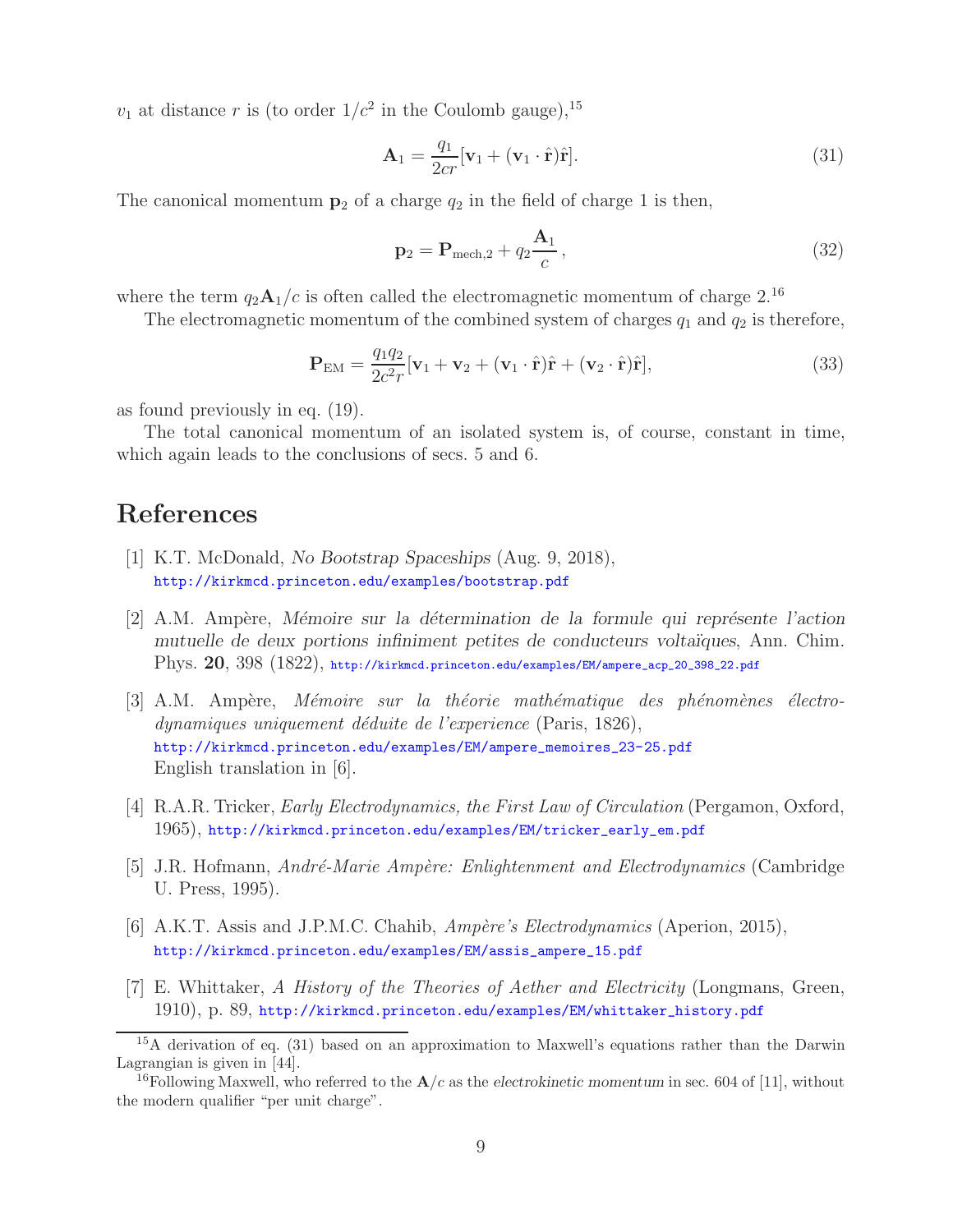$v_1$ at distance $r$ is (to order $1/c^2$ in the Coulomb gauge),[15]

$$\mathbf{A}_1 = \frac{q_1}{2cr}[\mathbf{v}_1 + (\mathbf{v}_1 \cdot \hat{\mathbf{r}})\hat{\mathbf{r}}]. \tag{31}$$

The canonical momentum $\mathbf{p}_2$ of a charge $q_2$ in the field of charge 1 is then,

$$\mathbf{p}_2 = \mathbf{P}_{\text{mech},2} + q_2 \frac{\mathbf{A}_1}{c}, \tag{32}$$

where the term $q_2 \mathbf{A}_1/c$ is often called the electromagnetic momentum of charge 2.[16]

The electromagnetic momentum of the combined system of charges $q_1$ and $q_2$ is therefore,

$$\mathbf{P}_{\text{EM}} = \frac{q_1 q_2}{2c^2 r}[\mathbf{v}_1 + \mathbf{v}_2 + (\mathbf{v}_1 \cdot \hat{\mathbf{r}})\hat{\mathbf{r}} + (\mathbf{v}_2 \cdot \hat{\mathbf{r}})\hat{\mathbf{r}}], \tag{33}$$

as found previously in eq. (19).

The total canonical momentum of an isolated system is, of course, constant in time, which again leads to the conclusions of secs. 5 and 6.

# References

[1] K.T. McDonald, *No Bootstrap Spaceships* (Aug. 9, 2018), http://kirkmcd.princeton.edu/examples/bootstrap.pdf

[2] A.M. Ampère, *Mémoire sur la détermination de la formule qui représente l'action mutuelle de deux portions infiniment petites de conducteurs voltaïques*, Ann. Chim. Phys. **20**, 398 (1822), http://kirkmcd.princeton.edu/examples/EM/ampere_acp_20_398_22.pdf

[3] A.M. Ampère, *Mémoire sur la théorie mathématique des phénomènes électro-dynamiques uniquement déduite de l'experience* (Paris, 1826), http://kirkmcd.princeton.edu/examples/EM/ampere_memoires_23-25.pdf English translation in [6].

[4] R.A.R. Tricker, *Early Electrodynamics, the First Law of Circulation* (Pergamon, Oxford, 1965), http://kirkmcd.princeton.edu/examples/EM/tricker_early_em.pdf

[5] J.R. Hofmann, *André-Marie Ampère: Enlightenment and Electrodynamics* (Cambridge U. Press, 1995).

[6] A.K.T. Assis and J.P.M.C. Chahib, *Ampère's Electrodynamics* (Aperion, 2015), http://kirkmcd.princeton.edu/examples/EM/assis_ampere_15.pdf

[7] E. Whittaker, *A History of the Theories of Aether and Electricity* (Longmans, Green, 1910), p. 89, http://kirkmcd.princeton.edu/examples/EM/whittaker_history.pdf

---

[15] A derivation of eq. (31) based on an approximation to Maxwell's equations rather than the Darwin Lagrangian is given in [44].

[16] Following Maxwell, who referred to the $\mathbf{A}/c$ as the *electrokinetic momentum* in sec. 604 of [11], without the modern qualifier "per unit charge".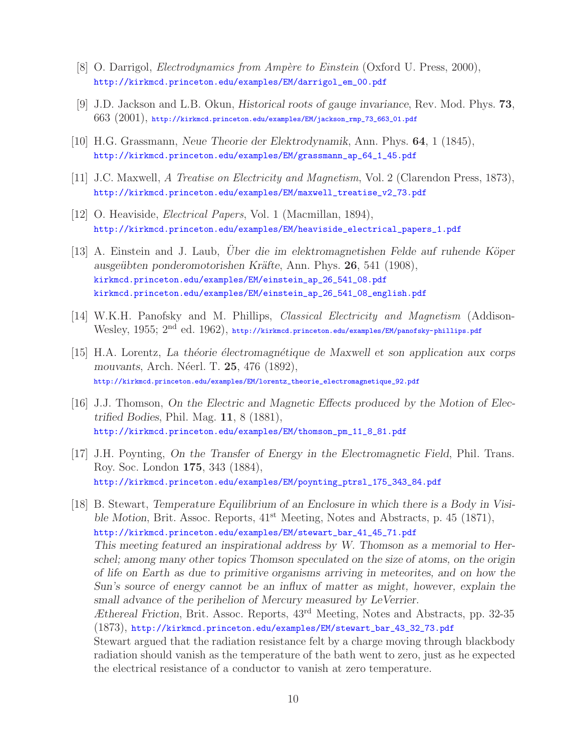[8] O. Darrigol, *Electrodynamics from Ampère to Einstein* (Oxford U. Press, 2000), http://kirkmcd.princeton.edu/examples/EM/darrigol_em_00.pdf

[9] J.D. Jackson and L.B. Okun, *Historical roots of gauge invariance*, Rev. Mod. Phys. **73**, 663 (2001), http://kirkmcd.princeton.edu/examples/EM/jackson_rmp_73_663_01.pdf

[10] H.G. Grassmann, *Neue Theorie der Elektrodynamik*, Ann. Phys. **64**, 1 (1845), http://kirkmcd.princeton.edu/examples/EM/grassmann_ap_64_1_45.pdf

[11] J.C. Maxwell, *A Treatise on Electricity and Magnetism*, Vol. 2 (Clarendon Press, 1873), http://kirkmcd.princeton.edu/examples/EM/maxwell_treatise_v2_73.pdf

[12] O. Heaviside, *Electrical Papers*, Vol. 1 (Macmillan, 1894), http://kirkmcd.princeton.edu/examples/EM/heaviside_electrical_papers_1.pdf

[13] A. Einstein and J. Laub, *Über die im elektromagnetishen Felde auf ruhende Köper ausgeübten ponderomotorishen Kräfte*, Ann. Phys. **26**, 541 (1908), kirkmcd.princeton.edu/examples/EM/einstein_ap_26_541_08.pdf kirkmcd.princeton.edu/examples/EM/einstein_ap_26_541_08_english.pdf

[14] W.K.H. Panofsky and M. Phillips, *Classical Electricity and Magnetism* (Addison-Wesley, 1955; 2nd ed. 1962), http://kirkmcd.princeton.edu/examples/EM/panofsky-phillips.pdf

[15] H.A. Lorentz, *La théorie électromagnétique de Maxwell et son application aux corps mouvants*, Arch. Néerl. T. **25**, 476 (1892), http://kirkmcd.princeton.edu/examples/EM/lorentz_theorie_electromagnetique_92.pdf

[16] J.J. Thomson, *On the Electric and Magnetic Effects produced by the Motion of Electrified Bodies*, Phil. Mag. **11**, 8 (1881), http://kirkmcd.princeton.edu/examples/EM/thomson_pm_11_8_81.pdf

[17] J.H. Poynting, *On the Transfer of Energy in the Electromagnetic Field*, Phil. Trans. Roy. Soc. London **175**, 343 (1884), http://kirkmcd.princeton.edu/examples/EM/poynting_ptrsl_175_343_84.pdf

[18] B. Stewart, *Temperature Equilibrium of an Enclosure in which there is a Body in Visible Motion*, Brit. Assoc. Reports, 41st Meeting, Notes and Abstracts, p. 45 (1871), http://kirkmcd.princeton.edu/examples/EM/stewart_bar_41_45_71.pdf
*This meeting featured an inspirational address by W. Thomson as a memorial to Herschel; among many other topics Thomson speculated on the size of atoms, on the origin of life on Earth as due to primitive organisms arriving in meteorites, and on how the Sun's source of energy cannot be an influx of matter as might, however, explain the small advance of the perihelion of Mercury measured by LeVerrier.*
*Æthereal Friction*, Brit. Assoc. Reports, 43rd Meeting, Notes and Abstracts, pp. 32-35 (1873), http://kirkmcd.princeton.edu/examples/EM/stewart_bar_43_32_73.pdf
Stewart argued that the radiation resistance felt by a charge moving through blackbody radiation should vanish as the temperature of the bath went to zero, just as he expected the electrical resistance of a conductor to vanish at zero temperature.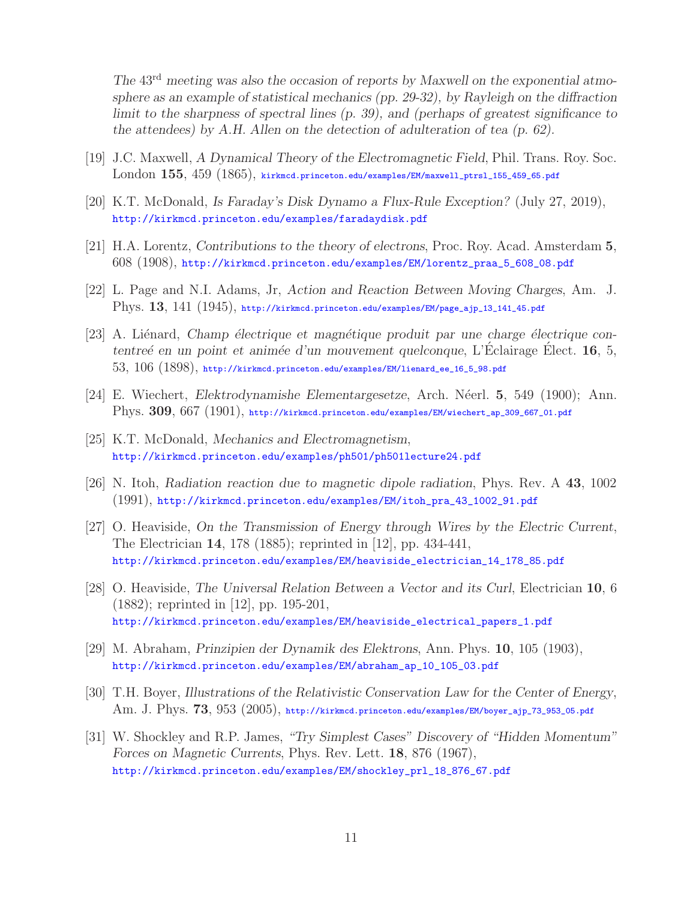*The 43rd meeting was also the occasion of reports by Maxwell on the exponential atmosphere as an example of statistical mechanics (pp. 29-32), by Rayleigh on the diffraction limit to the sharpness of spectral lines (p. 39), and (perhaps of greatest significance to the attendees) by A.H. Allen on the detection of adulteration of tea (p. 62).*

[19] J.C. Maxwell, *A Dynamical Theory of the Electromagnetic Field*, Phil. Trans. Roy. Soc. London **155**, 459 (1865), kirkmcd.princeton.edu/examples/EM/maxwell_ptrsl_155_459_65.pdf

[20] K.T. McDonald, *Is Faraday's Disk Dynamo a Flux-Rule Exception?* (July 27, 2019), http://kirkmcd.princeton.edu/examples/faradaydisk.pdf

[21] H.A. Lorentz, *Contributions to the theory of electrons*, Proc. Roy. Acad. Amsterdam **5**, 608 (1908), http://kirkmcd.princeton.edu/examples/EM/lorentz_praa_5_608_08.pdf

[22] L. Page and N.I. Adams, Jr, *Action and Reaction Between Moving Charges*, Am. J. Phys. **13**, 141 (1945), http://kirkmcd.princeton.edu/examples/EM/page_ajp_13_141_45.pdf

[23] A. Liénard, *Champ électrique et magnétique produit par une charge électrique contentreé en un point et animée d'un mouvement quelconque*, L'Éclairage Élect. **16**, 5, 53, 106 (1898), http://kirkmcd.princeton.edu/examples/EM/lienard_ee_16_5_98.pdf

[24] E. Wiechert, *Elektrodynamishe Elementargesetze*, Arch. Néerl. **5**, 549 (1900); Ann. Phys. **309**, 667 (1901), http://kirkmcd.princeton.edu/examples/EM/wiechert_ap_309_667_01.pdf

[25] K.T. McDonald, *Mechanics and Electromagnetism*, http://kirkmcd.princeton.edu/examples/ph501/ph501lecture24.pdf

[26] N. Itoh, *Radiation reaction due to magnetic dipole radiation*, Phys. Rev. A **43**, 1002 (1991), http://kirkmcd.princeton.edu/examples/EM/itoh_pra_43_1002_91.pdf

[27] O. Heaviside, *On the Transmission of Energy through Wires by the Electric Current*, The Electrician **14**, 178 (1885); reprinted in [12], pp. 434-441, http://kirkmcd.princeton.edu/examples/EM/heaviside_electrician_14_178_85.pdf

[28] O. Heaviside, *The Universal Relation Between a Vector and its Curl*, Electrician **10**, 6 (1882); reprinted in [12], pp. 195-201, http://kirkmcd.princeton.edu/examples/EM/heaviside_electrical_papers_1.pdf

[29] M. Abraham, *Prinzipien der Dynamik des Elektrons*, Ann. Phys. **10**, 105 (1903), http://kirkmcd.princeton.edu/examples/EM/abraham_ap_10_105_03.pdf

[30] T.H. Boyer, *Illustrations of the Relativistic Conservation Law for the Center of Energy*, Am. J. Phys. **73**, 953 (2005), http://kirkmcd.princeton.edu/examples/EM/boyer_ajp_73_953_05.pdf

[31] W. Shockley and R.P. James, *"Try Simplest Cases" Discovery of "Hidden Momentum" Forces on Magnetic Currents*, Phys. Rev. Lett. **18**, 876 (1967), http://kirkmcd.princeton.edu/examples/EM/shockley_prl_18_876_67.pdf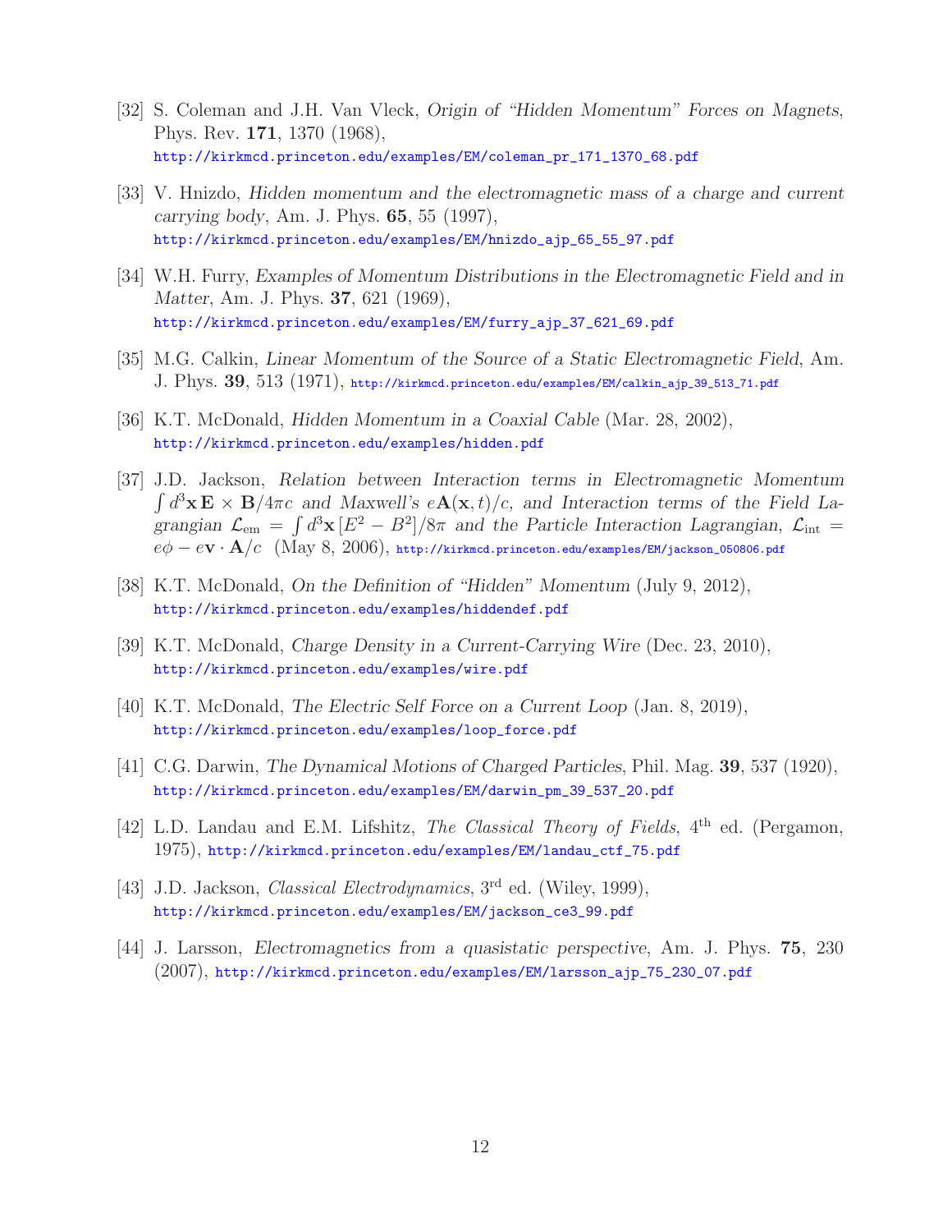[32] S. Coleman and J.H. Van Vleck, *Origin of "Hidden Momentum" Forces on Magnets*, Phys. Rev. **171**, 1370 (1968),
http://kirkmcd.princeton.edu/examples/EM/coleman_pr_171_1370_68.pdf

[33] V. Hnizdo, *Hidden momentum and the electromagnetic mass of a charge and current carrying body*, Am. J. Phys. **65**, 55 (1997),
http://kirkmcd.princeton.edu/examples/EM/hnizdo_ajp_65_55_97.pdf

[34] W.H. Furry, *Examples of Momentum Distributions in the Electromagnetic Field and in Matter*, Am. J. Phys. **37**, 621 (1969),
http://kirkmcd.princeton.edu/examples/EM/furry_ajp_37_621_69.pdf

[35] M.G. Calkin, *Linear Momentum of the Source of a Static Electromagnetic Field*, Am. J. Phys. **39**, 513 (1971), http://kirkmcd.princeton.edu/examples/EM/calkin_ajp_39_513_71.pdf

[36] K.T. McDonald, *Hidden Momentum in a Coaxial Cable* (Mar. 28, 2002),
http://kirkmcd.princeton.edu/examples/hidden.pdf

[37] J.D. Jackson, *Relation between Interaction terms in Electromagnetic Momentum $\int d^3\mathbf{x}\,\mathbf{E}\times\mathbf{B}/4\pi c$ and Maxwell's $e\mathbf{A}(\mathbf{x},t)/c$, and Interaction terms of the Field Lagrangian $\mathcal{L}_{\rm em} = \int d^3\mathbf{x}\,[E^2 - B^2]/8\pi$ and the Particle Interaction Lagrangian, $\mathcal{L}_{\rm int} = e\phi - e\mathbf{v}\cdot\mathbf{A}/c$* (May 8, 2006), http://kirkmcd.princeton.edu/examples/EM/jackson_050806.pdf

[38] K.T. McDonald, *On the Definition of "Hidden" Momentum* (July 9, 2012),
http://kirkmcd.princeton.edu/examples/hiddendef.pdf

[39] K.T. McDonald, *Charge Density in a Current-Carrying Wire* (Dec. 23, 2010),
http://kirkmcd.princeton.edu/examples/wire.pdf

[40] K.T. McDonald, *The Electric Self Force on a Current Loop* (Jan. 8, 2019),
http://kirkmcd.princeton.edu/examples/loop_force.pdf

[41] C.G. Darwin, *The Dynamical Motions of Charged Particles*, Phil. Mag. **39**, 537 (1920),
http://kirkmcd.princeton.edu/examples/EM/darwin_pm_39_537_20.pdf

[42] L.D. Landau and E.M. Lifshitz, *The Classical Theory of Fields*, 4th ed. (Pergamon, 1975), http://kirkmcd.princeton.edu/examples/EM/landau_ctf_75.pdf

[43] J.D. Jackson, *Classical Electrodynamics*, 3rd ed. (Wiley, 1999),
http://kirkmcd.princeton.edu/examples/EM/jackson_ce3_99.pdf

[44] J. Larsson, *Electromagnetics from a quasistatic perspective*, Am. J. Phys. **75**, 230 (2007), http://kirkmcd.princeton.edu/examples/EM/larsson_ajp_75_230_07.pdf